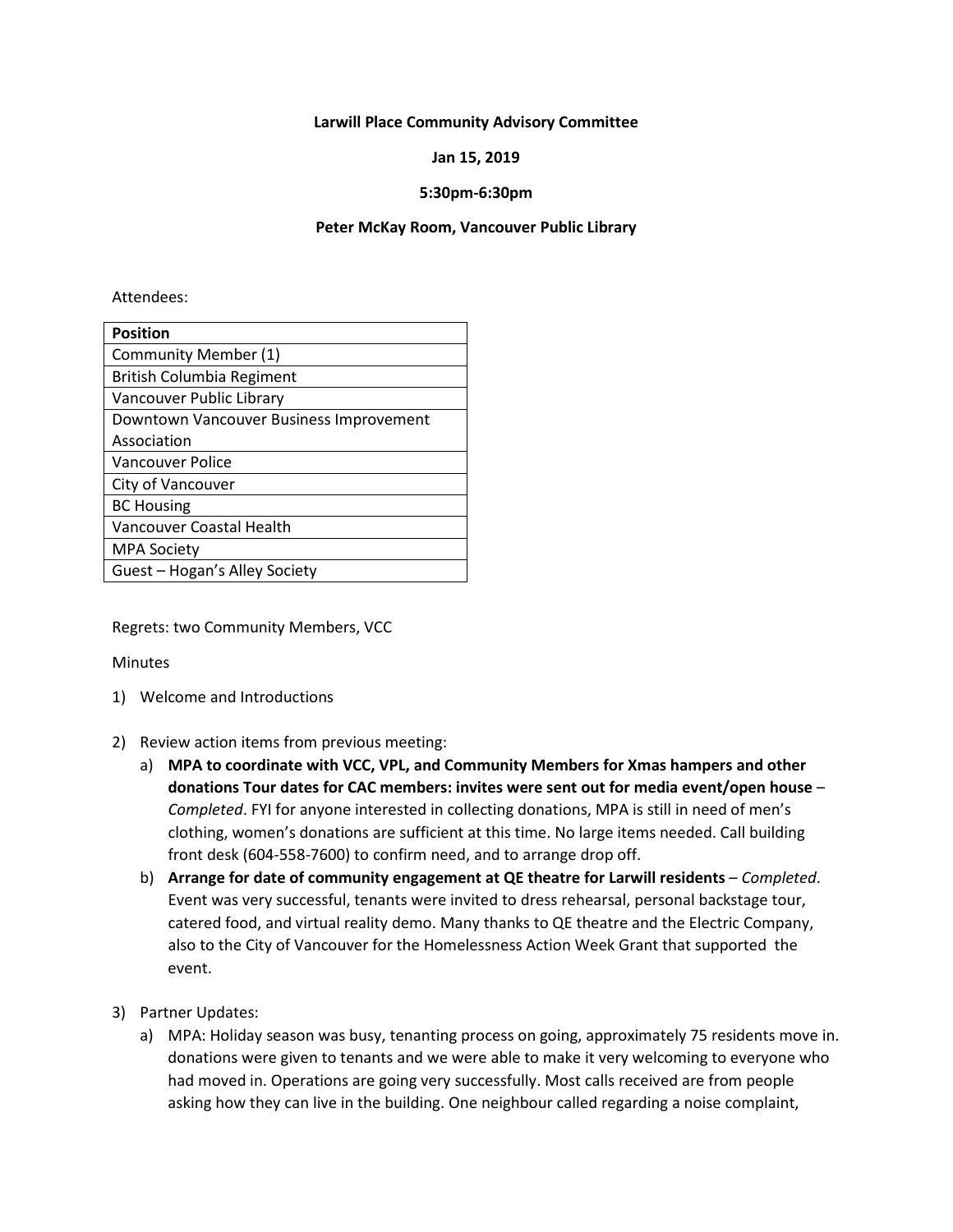**Larwill Place Community Advisory Committee**

**Jan 15, 2019**

**5:30pm-6:30pm**

**Peter McKay Room, Vancouver Public Library**

Attendees:

| **Position** |
| --- |
| Community Member (1) |
| British Columbia Regiment |
| Vancouver Public Library |
| Downtown Vancouver Business Improvement Association |
| Vancouver Police |
| City of Vancouver |
| BC Housing |
| Vancouver Coastal Health |
| MPA Society |
| Guest – Hogan's Alley Society |

Regrets: two Community Members, VCC

Minutes

1) Welcome and Introductions

2) Review action items from previous meeting:
   a) **MPA to coordinate with VCC, VPL, and Community Members for Xmas hampers and other donations Tour dates for CAC members: invites were sent out for media event/open house** – *Completed*. FYI for anyone interested in collecting donations, MPA is still in need of men's clothing, women's donations are sufficient at this time. No large items needed. Call building front desk (604-558-7600) to confirm need, and to arrange drop off.
   b) **Arrange for date of community engagement at QE theatre for Larwill residents** – *Completed*. Event was very successful, tenants were invited to dress rehearsal, personal backstage tour, catered food, and virtual reality demo. Many thanks to QE theatre and the Electric Company, also to the City of Vancouver for the Homelessness Action Week Grant that supported the event.

3) Partner Updates:
   a) MPA: Holiday season was busy, tenanting process on going, approximately 75 residents move in. donations were given to tenants and we were able to make it very welcoming to everyone who had moved in. Operations are going very successfully. Most calls received are from people asking how they can live in the building. One neighbour called regarding a noise complaint,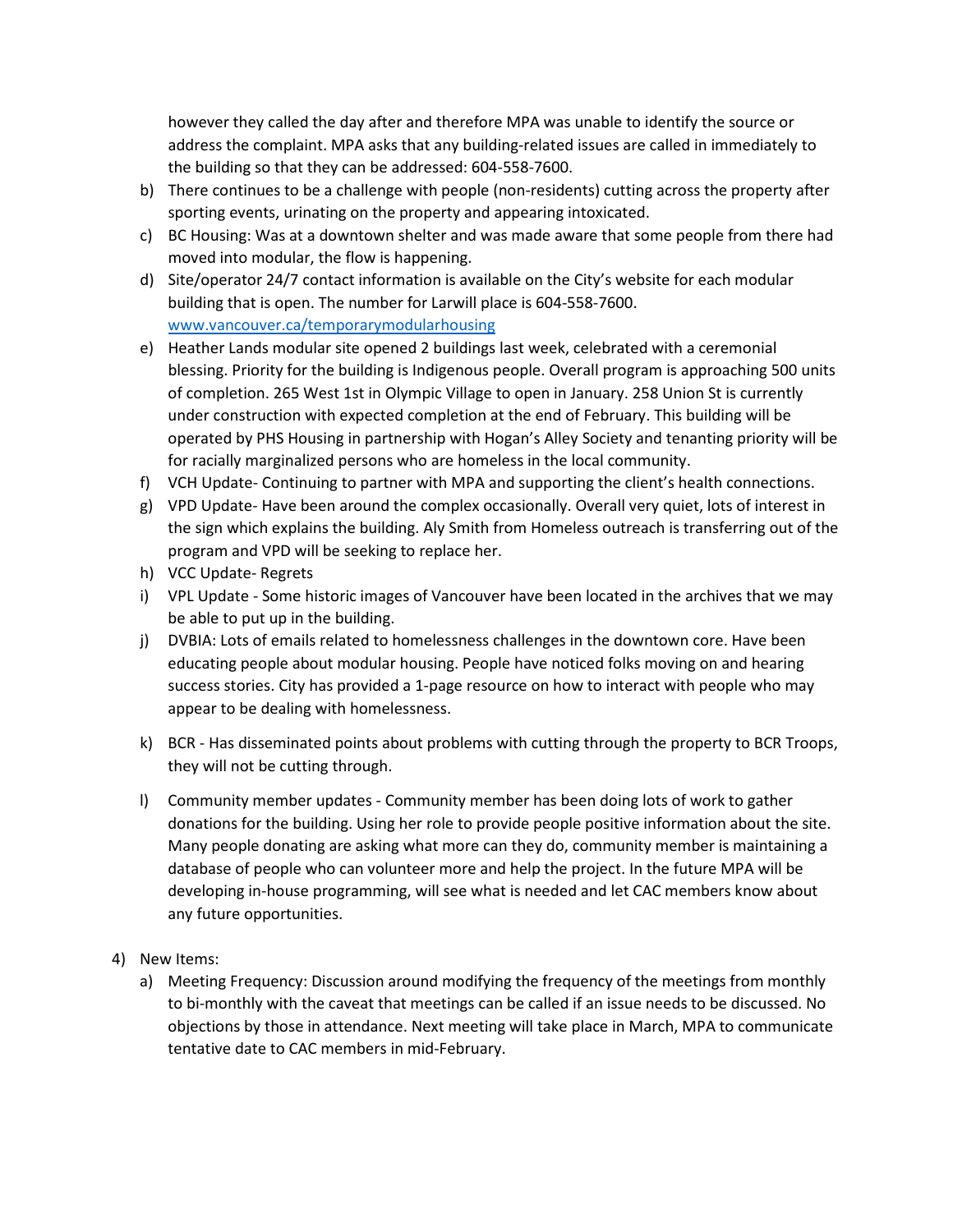however they called the day after and therefore MPA was unable to identify the source or address the complaint. MPA asks that any building-related issues are called in immediately to the building so that they can be addressed: 604-558-7600.

b) There continues to be a challenge with people (non-residents) cutting across the property after sporting events, urinating on the property and appearing intoxicated.

c) BC Housing: Was at a downtown shelter and was made aware that some people from there had moved into modular, the flow is happening.

d) Site/operator 24/7 contact information is available on the City's website for each modular building that is open. The number for Larwill place is 604-558-7600. [www.vancouver.ca/temporarymodularhousing](www.vancouver.ca/temporarymodularhousing)

e) Heather Lands modular site opened 2 buildings last week, celebrated with a ceremonial blessing. Priority for the building is Indigenous people. Overall program is approaching 500 units of completion. 265 West 1st in Olympic Village to open in January. 258 Union St is currently under construction with expected completion at the end of February. This building will be operated by PHS Housing in partnership with Hogan's Alley Society and tenanting priority will be for racially marginalized persons who are homeless in the local community.

f) VCH Update- Continuing to partner with MPA and supporting the client's health connections.

g) VPD Update- Have been around the complex occasionally. Overall very quiet, lots of interest in the sign which explains the building. Aly Smith from Homeless outreach is transferring out of the program and VPD will be seeking to replace her.

h) VCC Update- Regrets

i) VPL Update - Some historic images of Vancouver have been located in the archives that we may be able to put up in the building.

j) DVBIA: Lots of emails related to homelessness challenges in the downtown core. Have been educating people about modular housing. People have noticed folks moving on and hearing success stories. City has provided a 1-page resource on how to interact with people who may appear to be dealing with homelessness.

k) BCR - Has disseminated points about problems with cutting through the property to BCR Troops, they will not be cutting through.

l) Community member updates - Community member has been doing lots of work to gather donations for the building. Using her role to provide people positive information about the site. Many people donating are asking what more can they do, community member is maintaining a database of people who can volunteer more and help the project. In the future MPA will be developing in-house programming, will see what is needed and let CAC members know about any future opportunities.

4) New Items:

a) Meeting Frequency: Discussion around modifying the frequency of the meetings from monthly to bi-monthly with the caveat that meetings can be called if an issue needs to be discussed. No objections by those in attendance. Next meeting will take place in March, MPA to communicate tentative date to CAC members in mid-February.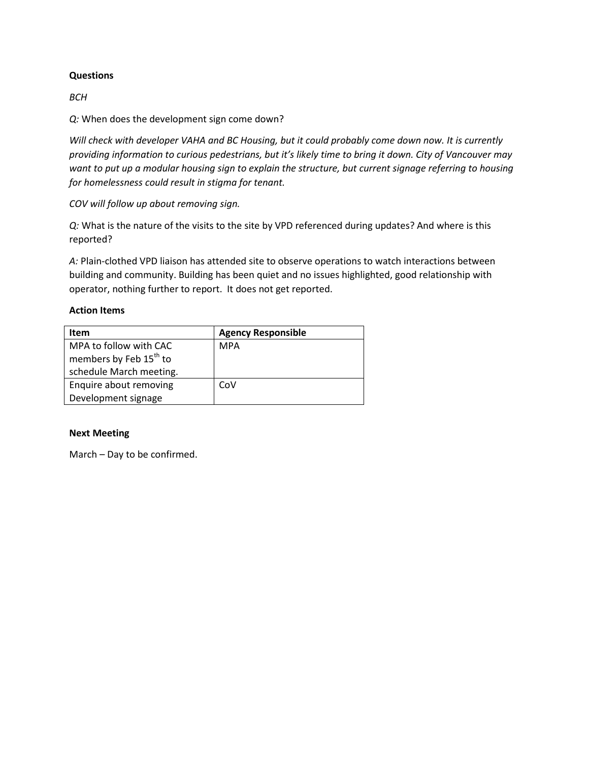**Questions**

*BCH*

*Q:* When does the development sign come down?

*Will check with developer VAHA and BC Housing, but it could probably come down now. It is currently providing information to curious pedestrians, but it's likely time to bring it down. City of Vancouver may want to put up a modular housing sign to explain the structure, but current signage referring to housing for homelessness could result in stigma for tenant.*

*COV will follow up about removing sign.*

*Q:* What is the nature of the visits to the site by VPD referenced during updates? And where is this reported?

*A:* Plain-clothed VPD liaison has attended site to observe operations to watch interactions between building and community. Building has been quiet and no issues highlighted, good relationship with operator, nothing further to report. It does not get reported.

**Action Items**

| Item | Agency Responsible |
| --- | --- |
| MPA to follow with CAC members by Feb 15th to schedule March meeting. | MPA |
| Enquire about removing Development signage | CoV |

**Next Meeting**

March – Day to be confirmed.